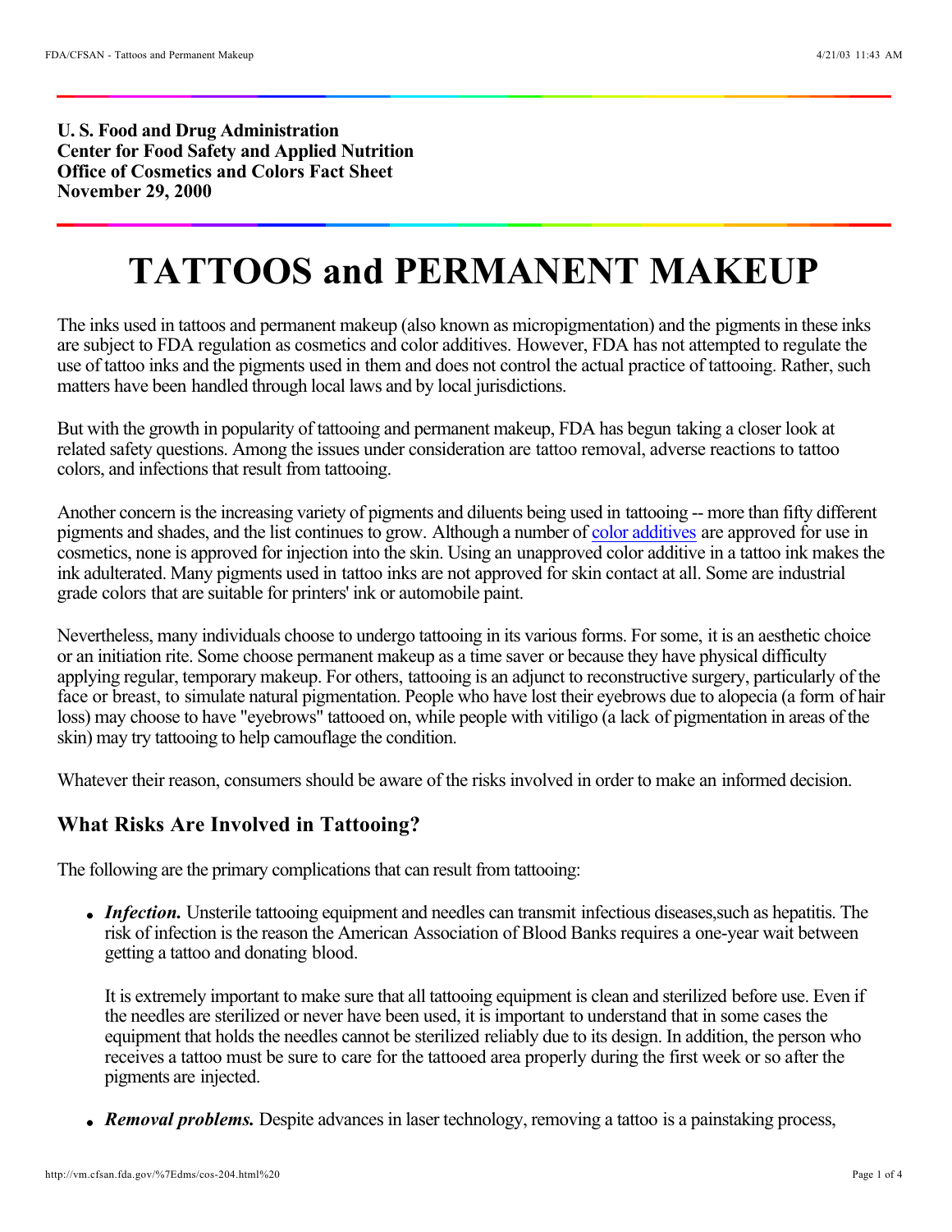**U. S. Food and Drug Administration**
**Center for Food Safety and Applied Nutrition**
**Office of Cosmetics and Colors Fact Sheet**
**November 29, 2000**

# TATTOOS and PERMANENT MAKEUP

The inks used in tattoos and permanent makeup (also known as micropigmentation) and the pigments in these inks are subject to FDA regulation as cosmetics and color additives. However, FDA has not attempted to regulate the use of tattoo inks and the pigments used in them and does not control the actual practice of tattooing. Rather, such matters have been handled through local laws and by local jurisdictions.

But with the growth in popularity of tattooing and permanent makeup, FDA has begun taking a closer look at related safety questions. Among the issues under consideration are tattoo removal, adverse reactions to tattoo colors, and infections that result from tattooing.

Another concern is the increasing variety of pigments and diluents being used in tattooing -- more than fifty different pigments and shades, and the list continues to grow. Although a number of color additives are approved for use in cosmetics, none is approved for injection into the skin. Using an unapproved color additive in a tattoo ink makes the ink adulterated. Many pigments used in tattoo inks are not approved for skin contact at all. Some are industrial grade colors that are suitable for printers' ink or automobile paint.

Nevertheless, many individuals choose to undergo tattooing in its various forms. For some, it is an aesthetic choice or an initiation rite. Some choose permanent makeup as a time saver or because they have physical difficulty applying regular, temporary makeup. For others, tattooing is an adjunct to reconstructive surgery, particularly of the face or breast, to simulate natural pigmentation. People who have lost their eyebrows due to alopecia (a form of hair loss) may choose to have "eyebrows" tattooed on, while people with vitiligo (a lack of pigmentation in areas of the skin) may try tattooing to help camouflage the condition.

Whatever their reason, consumers should be aware of the risks involved in order to make an informed decision.

### What Risks Are Involved in Tattooing?

The following are the primary complications that can result from tattooing:

- ***Infection.*** Unsterile tattooing equipment and needles can transmit infectious diseases,such as hepatitis. The risk of infection is the reason the American Association of Blood Banks requires a one-year wait between getting a tattoo and donating blood.

  It is extremely important to make sure that all tattooing equipment is clean and sterilized before use. Even if the needles are sterilized or never have been used, it is important to understand that in some cases the equipment that holds the needles cannot be sterilized reliably due to its design. In addition, the person who receives a tattoo must be sure to care for the tattooed area properly during the first week or so after the pigments are injected.

- ***Removal problems.*** Despite advances in laser technology, removing a tattoo is a painstaking process,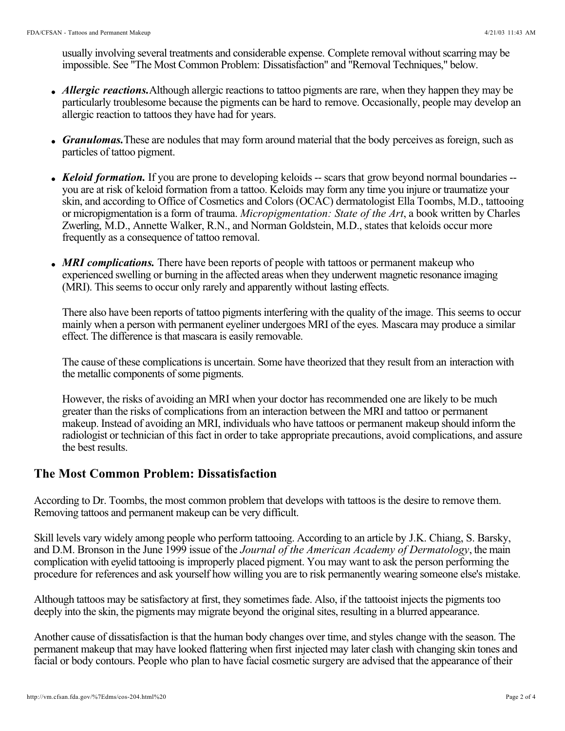usually involving several treatments and considerable expense. Complete removal without scarring may be impossible. See "The Most Common Problem: Dissatisfaction" and "Removal Techniques," below.

- ***Allergic reactions.*** Although allergic reactions to tattoo pigments are rare, when they happen they may be particularly troublesome because the pigments can be hard to remove. Occasionally, people may develop an allergic reaction to tattoos they have had for years.

- ***Granulomas.*** These are nodules that may form around material that the body perceives as foreign, such as particles of tattoo pigment.

- ***Keloid formation.*** If you are prone to developing keloids -- scars that grow beyond normal boundaries -- you are at risk of keloid formation from a tattoo. Keloids may form any time you injure or traumatize your skin, and according to Office of Cosmetics and Colors (OCAC) dermatologist Ella Toombs, M.D., tattooing or micropigmentation is a form of trauma. *Micropigmentation: State of the Art*, a book written by Charles Zwerling, M.D., Annette Walker, R.N., and Norman Goldstein, M.D., states that keloids occur more frequently as a consequence of tattoo removal.

- ***MRI complications.*** There have been reports of people with tattoos or permanent makeup who experienced swelling or burning in the affected areas when they underwent magnetic resonance imaging (MRI). This seems to occur only rarely and apparently without lasting effects.

  There also have been reports of tattoo pigments interfering with the quality of the image. This seems to occur mainly when a person with permanent eyeliner undergoes MRI of the eyes. Mascara may produce a similar effect. The difference is that mascara is easily removable.

  The cause of these complications is uncertain. Some have theorized that they result from an interaction with the metallic components of some pigments.

  However, the risks of avoiding an MRI when your doctor has recommended one are likely to be much greater than the risks of complications from an interaction between the MRI and tattoo or permanent makeup. Instead of avoiding an MRI, individuals who have tattoos or permanent makeup should inform the radiologist or technician of this fact in order to take appropriate precautions, avoid complications, and assure the best results.

## The Most Common Problem: Dissatisfaction

According to Dr. Toombs, the most common problem that develops with tattoos is the desire to remove them. Removing tattoos and permanent makeup can be very difficult.

Skill levels vary widely among people who perform tattooing. According to an article by J.K. Chiang, S. Barsky, and D.M. Bronson in the June 1999 issue of the *Journal of the American Academy of Dermatology*, the main complication with eyelid tattooing is improperly placed pigment. You may want to ask the person performing the procedure for references and ask yourself how willing you are to risk permanently wearing someone else's mistake.

Although tattoos may be satisfactory at first, they sometimes fade. Also, if the tattooist injects the pigments too deeply into the skin, the pigments may migrate beyond the original sites, resulting in a blurred appearance.

Another cause of dissatisfaction is that the human body changes over time, and styles change with the season. The permanent makeup that may have looked flattering when first injected may later clash with changing skin tones and facial or body contours. People who plan to have facial cosmetic surgery are advised that the appearance of their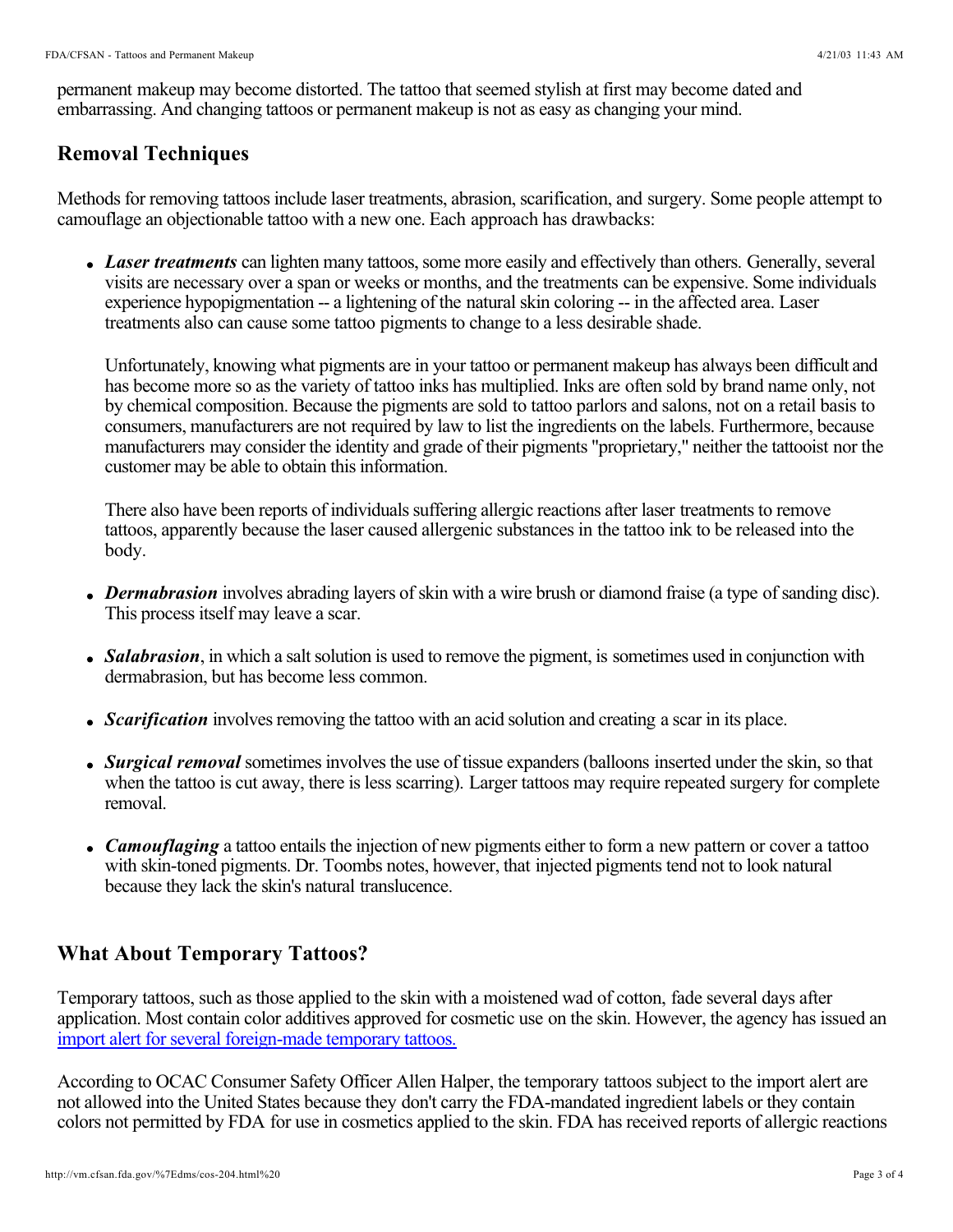permanent makeup may become distorted. The tattoo that seemed stylish at first may become dated and embarrassing. And changing tattoos or permanent makeup is not as easy as changing your mind.

## Removal Techniques

Methods for removing tattoos include laser treatments, abrasion, scarification, and surgery. Some people attempt to camouflage an objectionable tattoo with a new one. Each approach has drawbacks:

- ***Laser treatments*** can lighten many tattoos, some more easily and effectively than others. Generally, several visits are necessary over a span or weeks or months, and the treatments can be expensive. Some individuals experience hypopigmentation -- a lightening of the natural skin coloring -- in the affected area. Laser treatments also can cause some tattoo pigments to change to a less desirable shade.

  Unfortunately, knowing what pigments are in your tattoo or permanent makeup has always been difficult and has become more so as the variety of tattoo inks has multiplied. Inks are often sold by brand name only, not by chemical composition. Because the pigments are sold to tattoo parlors and salons, not on a retail basis to consumers, manufacturers are not required by law to list the ingredients on the labels. Furthermore, because manufacturers may consider the identity and grade of their pigments "proprietary," neither the tattooist nor the customer may be able to obtain this information.

  There also have been reports of individuals suffering allergic reactions after laser treatments to remove tattoos, apparently because the laser caused allergenic substances in the tattoo ink to be released into the body.

- ***Dermabrasion*** involves abrading layers of skin with a wire brush or diamond fraise (a type of sanding disc). This process itself may leave a scar.

- ***Salabrasion***, in which a salt solution is used to remove the pigment, is sometimes used in conjunction with dermabrasion, but has become less common.

- ***Scarification*** involves removing the tattoo with an acid solution and creating a scar in its place.

- ***Surgical removal*** sometimes involves the use of tissue expanders (balloons inserted under the skin, so that when the tattoo is cut away, there is less scarring). Larger tattoos may require repeated surgery for complete removal.

- ***Camouflaging*** a tattoo entails the injection of new pigments either to form a new pattern or cover a tattoo with skin-toned pigments. Dr. Toombs notes, however, that injected pigments tend not to look natural because they lack the skin's natural translucence.

## What About Temporary Tattoos?

Temporary tattoos, such as those applied to the skin with a moistened wad of cotton, fade several days after application. Most contain color additives approved for cosmetic use on the skin. However, the agency has issued an import alert for several foreign-made temporary tattoos.

According to OCAC Consumer Safety Officer Allen Halper, the temporary tattoos subject to the import alert are not allowed into the United States because they don't carry the FDA-mandated ingredient labels or they contain colors not permitted by FDA for use in cosmetics applied to the skin. FDA has received reports of allergic reactions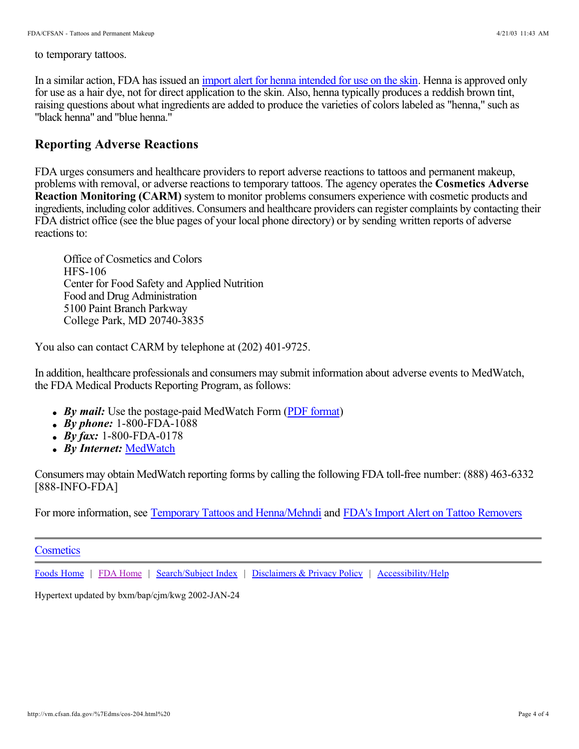to temporary tattoos.

In a similar action, FDA has issued an import alert for henna intended for use on the skin. Henna is approved only for use as a hair dye, not for direct application to the skin. Also, henna typically produces a reddish brown tint, raising questions about what ingredients are added to produce the varieties of colors labeled as "henna," such as "black henna" and "blue henna."

## Reporting Adverse Reactions

FDA urges consumers and healthcare providers to report adverse reactions to tattoos and permanent makeup, problems with removal, or adverse reactions to temporary tattoos. The agency operates the **Cosmetics Adverse Reaction Monitoring (CARM)** system to monitor problems consumers experience with cosmetic products and ingredients, including color additives. Consumers and healthcare providers can register complaints by contacting their FDA district office (see the blue pages of your local phone directory) or by sending written reports of adverse reactions to:

> Office of Cosmetics and Colors
> HFS-106
> Center for Food Safety and Applied Nutrition
> Food and Drug Administration
> 5100 Paint Branch Parkway
> College Park, MD 20740-3835

You also can contact CARM by telephone at (202) 401-9725.

In addition, healthcare professionals and consumers may submit information about adverse events to MedWatch, the FDA Medical Products Reporting Program, as follows:

- ***By mail:*** Use the postage-paid MedWatch Form (PDF format)
- ***By phone:*** 1-800-FDA-1088
- ***By fax:*** 1-800-FDA-0178
- ***By Internet:*** MedWatch

Consumers may obtain MedWatch reporting forms by calling the following FDA toll-free number: (888) 463-6332 [888-INFO-FDA]

For more information, see Temporary Tattoos and Henna/Mehndi and FDA's Import Alert on Tattoo Removers

---

Cosmetics

---

Foods Home | FDA Home | Search/Subject Index | Disclaimers & Privacy Policy | Accessibility/Help

Hypertext updated by bxm/bap/cjm/kwg 2002-JAN-24